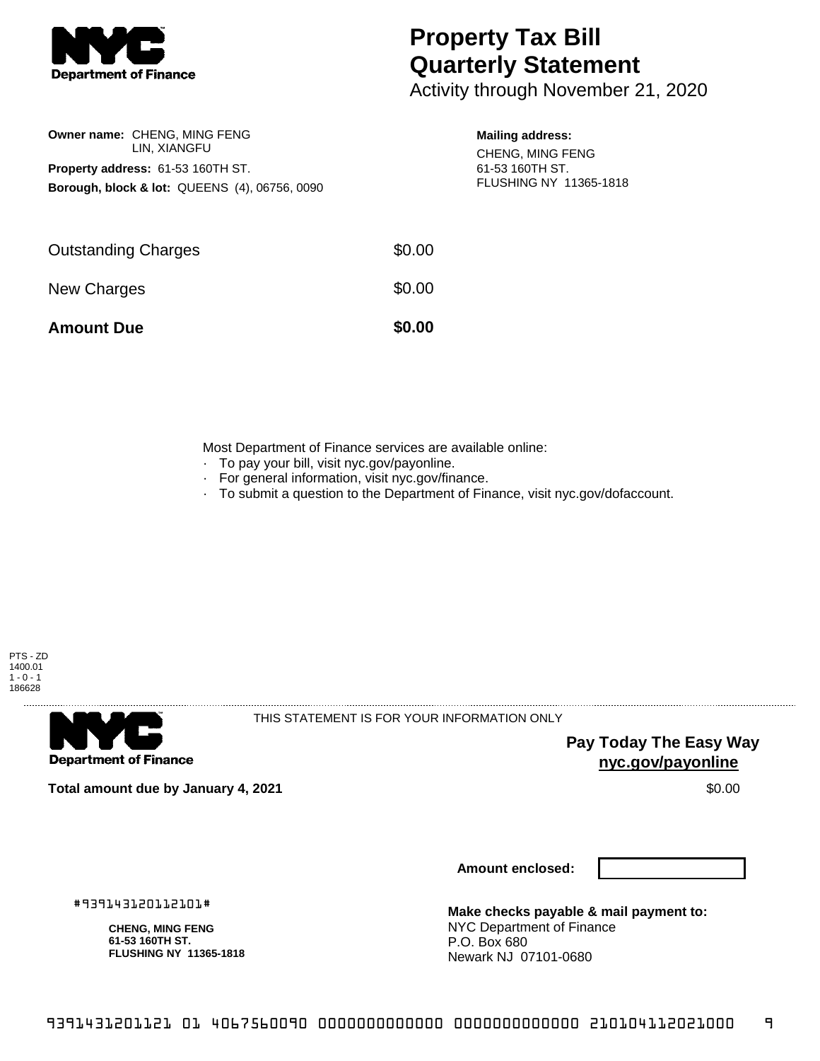**NYC Department of Finance**

# Property Tax Bill Quarterly Statement

Activity through November 21, 2020

**Owner name:** CHENG, MING FENG
LIN, XIANGFU

**Property address:** 61-53 160TH ST.

**Borough, block & lot:** QUEENS (4), 06756, 0090

**Mailing address:**
CHENG, MING FENG
61-53 160TH ST.
FLUSHING NY 11365-1818

| | |
|---|---|
| Outstanding Charges | $0.00 |
| New Charges | $0.00 |
| **Amount Due** | **$0.00** |

Most Department of Finance services are available online:

- To pay your bill, visit nyc.gov/payonline.
- For general information, visit nyc.gov/finance.
- To submit a question to the Department of Finance, visit nyc.gov/dofaccount.

PTS - ZD
1400.01
1 - 0 - 1
186628

**NYC Department of Finance**

THIS STATEMENT IS FOR YOUR INFORMATION ONLY

**Pay Today The Easy Way**
**nyc.gov/payonline**

**Total amount due by January 4, 2021** $0.00

**Amount enclosed:**

#939143120112101#

**CHENG, MING FENG**
**61-53 160TH ST.**
**FLUSHING NY 11365-1818**

**Make checks payable & mail payment to:**
NYC Department of Finance
P.O. Box 680
Newark NJ 07101-0680

9391431201121 01 4067560090 0000000000000 0000000000000 210104112021000 9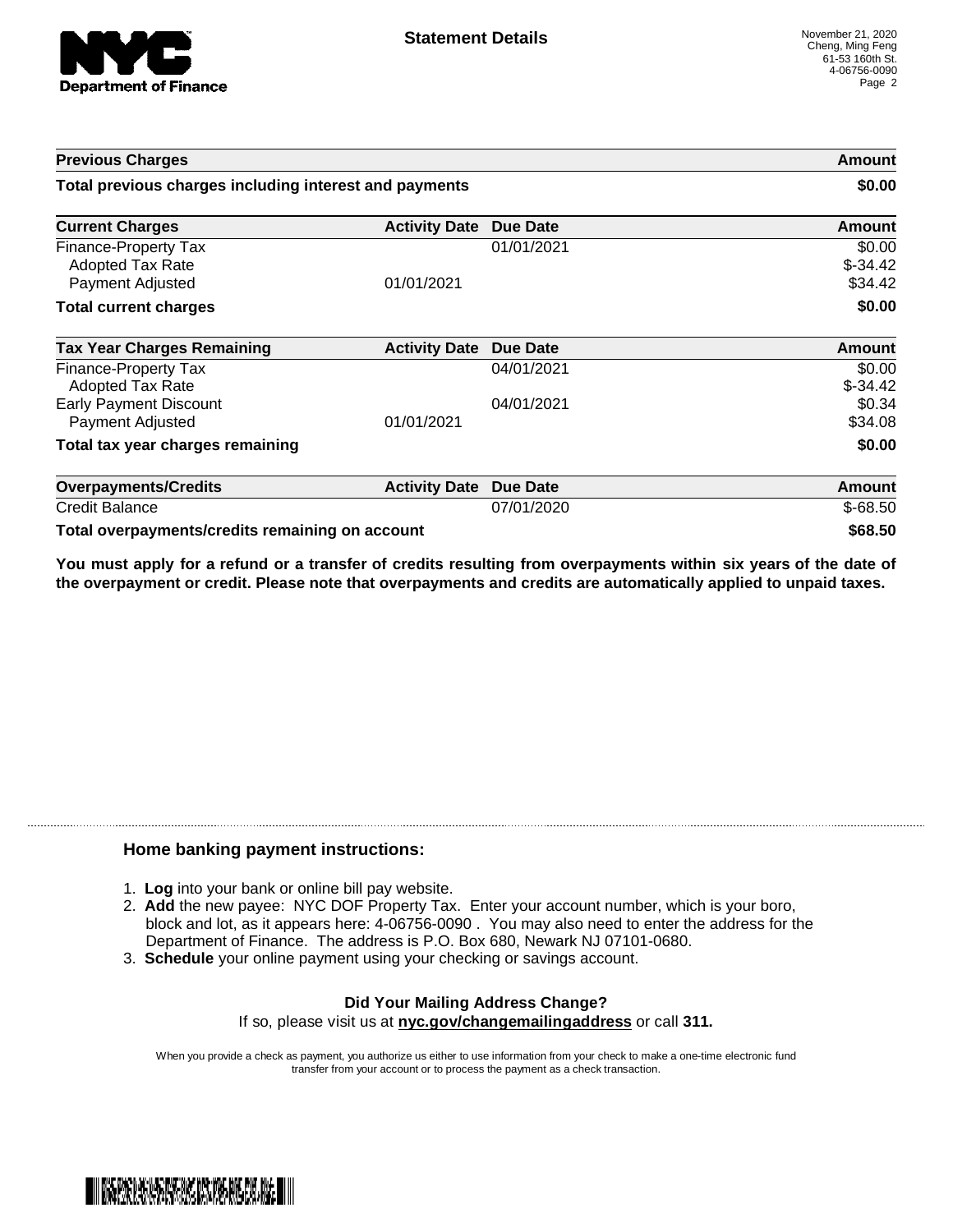**Department of Finance**

# Statement Details

November 21, 2020
Cheng, Ming Feng
61-53 160th St.
4-06756-0090

| Previous Charges | | | Amount |
|---|---|---|---|
| **Total previous charges including interest and payments** | | | **$0.00** |

| Current Charges | Activity Date | Due Date | Amount |
|---|---|---|---|
| Finance-Property Tax | | 01/01/2021 | $0.00 |
| Adopted Tax Rate | | | $-34.42 |
| Payment Adjusted | 01/01/2021 | | $34.42 |
| **Total current charges** | | | **$0.00** |

| Tax Year Charges Remaining | Activity Date | Due Date | Amount |
|---|---|---|---|
| Finance-Property Tax | | 04/01/2021 | $0.00 |
| Adopted Tax Rate | | | $-34.42 |
| Early Payment Discount | | 04/01/2021 | $0.34 |
| Payment Adjusted | 01/01/2021 | | $34.08 |
| **Total tax year charges remaining** | | | **$0.00** |

| Overpayments/Credits | Activity Date | Due Date | Amount |
|---|---|---|---|
| Credit Balance | | 07/01/2020 | $-68.50 |
| **Total overpayments/credits remaining on account** | | | **$68.50** |

**You must apply for a refund or a transfer of credits resulting from overpayments within six years of the date of the overpayment or credit. Please note that overpayments and credits are automatically applied to unpaid taxes.**

## Home banking payment instructions:

1. **Log** into your bank or online bill pay website.
2. **Add** the new payee: NYC DOF Property Tax. Enter your account number, which is your boro, block and lot, as it appears here: 4-06756-0090 . You may also need to enter the address for the Department of Finance. The address is P.O. Box 680, Newark NJ 07101-0680.
3. **Schedule** your online payment using your checking or savings account.

**Did Your Mailing Address Change?**
If so, please visit us at **nyc.gov/changemailingaddress** or call **311.**

When you provide a check as payment, you authorize us either to use information from your check to make a one-time electronic fund transfer from your account or to process the payment as a check transaction.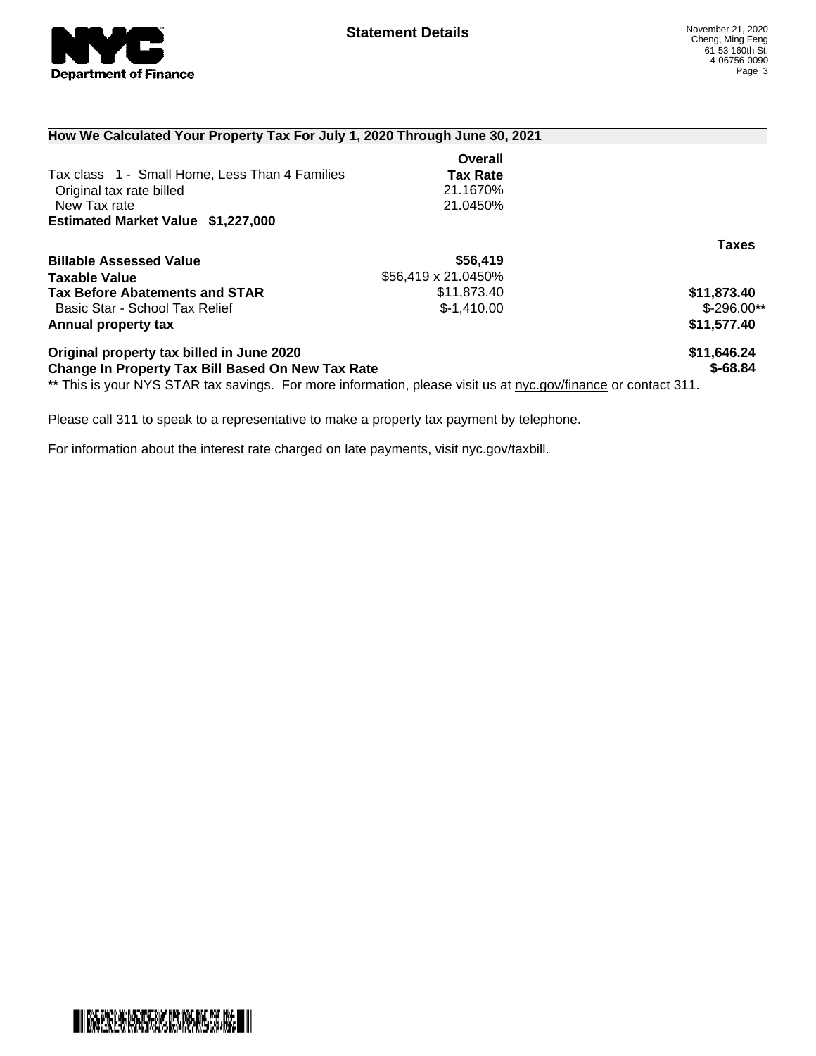# Statement Details

November 21, 2020
Cheng, Ming Feng
61-53 160th St.
4-06756-0090

## How We Calculated Your Property Tax For July 1, 2020 Through June 30, 2021

| | Overall Tax Rate | |
|---|---|---|
| Tax class 1 - Small Home, Less Than 4 Families | | |
| Original tax rate billed | 21.1670% | |
| New Tax rate | 21.0450% | |
| **Estimated Market Value $1,227,000** | | |
| | | **Taxes** |
| **Billable Assessed Value** | **$56,419** | |
| **Taxable Value** | $56,419 x 21.0450% | |
| **Tax Before Abatements and STAR** | $11,873.40 | **$11,873.40** |
| Basic Star - School Tax Relief | $-1,410.00 | $-296.00** |
| **Annual property tax** | | **$11,577.40** |
| **Original property tax billed in June 2020** | | **$11,646.24** |
| **Change In Property Tax Bill Based On New Tax Rate** | | **$-68.84** |

** This is your NYS STAR tax savings. For more information, please visit us at nyc.gov/finance or contact 311.

Please call 311 to speak to a representative to make a property tax payment by telephone.

For information about the interest rate charged on late payments, visit nyc.gov/taxbill.